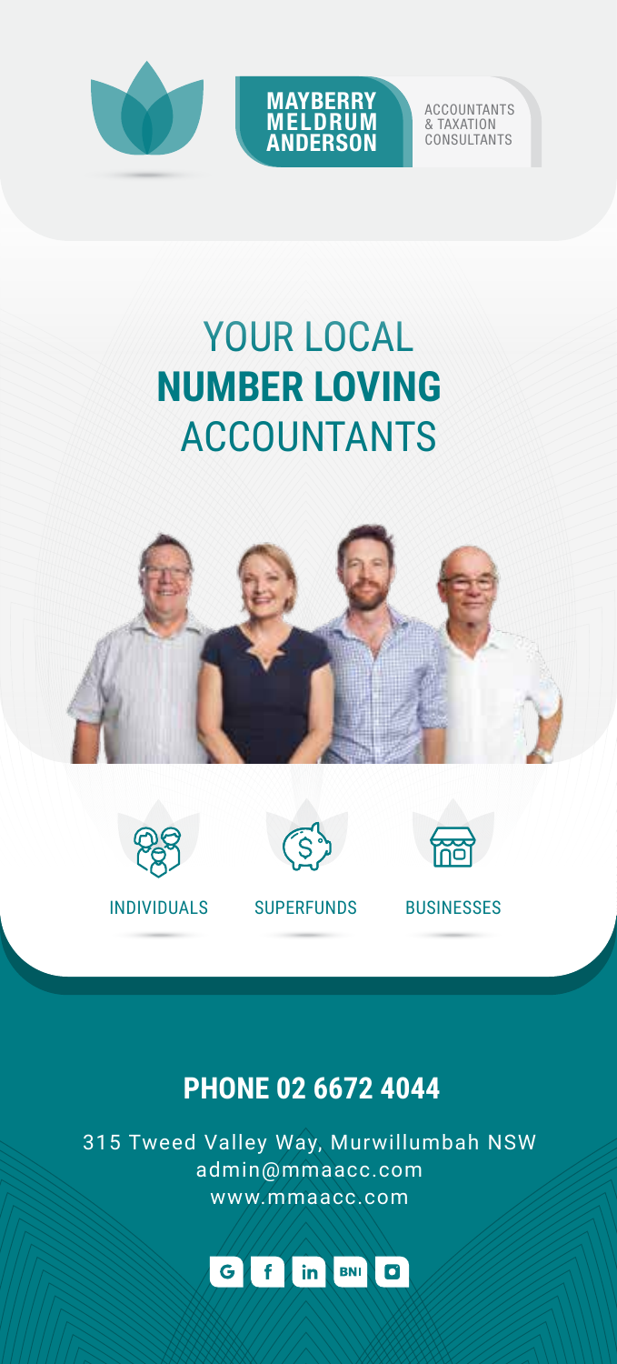**MAYBERRY MELDRUM ANDERSON**

ACCOUNTANTS & TAXATION CONSULTANTS

# YOUR LOCAL **NUMBER LOVING** ACCOUNTANTS

INDIVIDUALS

SUPERFUNDS

BUSINESSES

## PHONE 02 6672 4044

315 Tweed Valley Way, Murwillumbah NSW
admin@mmaacc.com
www.mmaacc.com

BNI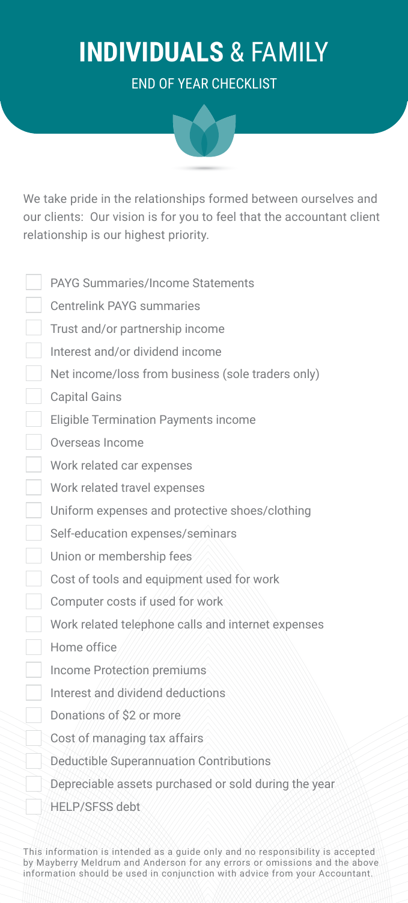# **INDIVIDUALS** & FAMILY

## END OF YEAR CHECKLIST

We take pride in the relationships formed between ourselves and our clients: Our vision is for you to feel that the accountant client relationship is our highest priority.

- [ ] PAYG Summaries/Income Statements
- [ ] Centrelink PAYG summaries
- [ ] Trust and/or partnership income
- [ ] Interest and/or dividend income
- [ ] Net income/loss from business (sole traders only)
- [ ] Capital Gains
- [ ] Eligible Termination Payments income
- [ ] Overseas Income
- [ ] Work related car expenses
- [ ] Work related travel expenses
- [ ] Uniform expenses and protective shoes/clothing
- [ ] Self-education expenses/seminars
- [ ] Union or membership fees
- [ ] Cost of tools and equipment used for work
- [ ] Computer costs if used for work
- [ ] Work related telephone calls and internet expenses
- [ ] Home office
- [ ] Income Protection premiums
- [ ] Interest and dividend deductions
- [ ] Donations of $2 or more
- [ ] Cost of managing tax affairs
- [ ] Deductible Superannuation Contributions
- [ ] Depreciable assets purchased or sold during the year
- [ ] HELP/SFSS debt

This information is intended as a guide only and no responsibility is accepted by Mayberry Meldrum and Anderson for any errors or omissions and the above information should be used in conjunction with advice from your Accountant.